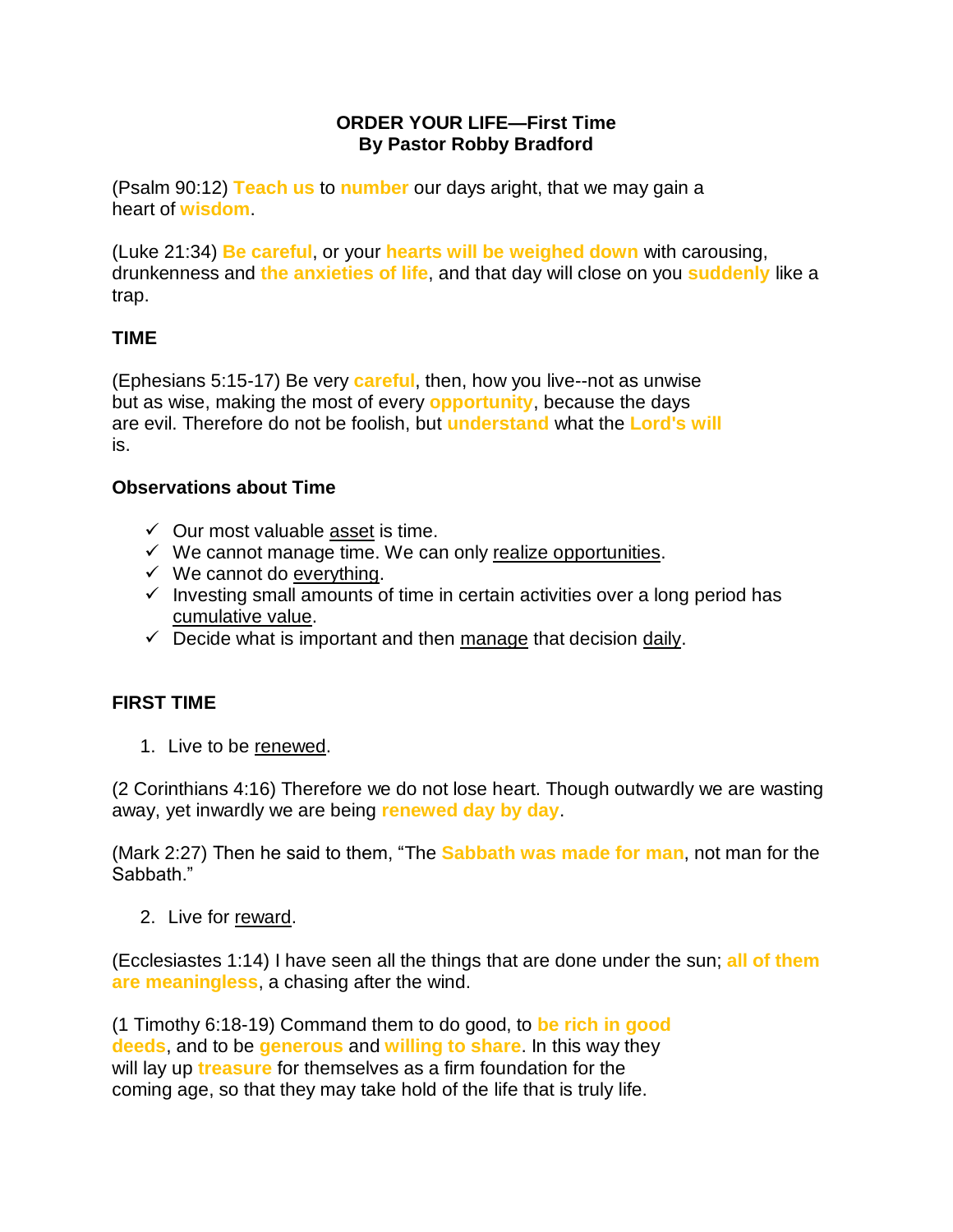**ORDER YOUR LIFE—First Time**
**By Pastor Robby Bradford**

(Psalm 90:12) **Teach us** to **number** our days aright, that we may gain a heart of **wisdom**.

(Luke 21:34) **Be careful**, or your **hearts will be weighed down** with carousing, drunkenness and **the anxieties of life**, and that day will close on you **suddenly** like a trap.

## TIME

(Ephesians 5:15-17) Be very **careful**, then, how you live--not as unwise but as wise, making the most of every **opportunity**, because the days are evil. Therefore do not be foolish, but **understand** what the **Lord's will** is.

### Observations about Time

- ✓ Our most valuable <u>asset</u> is time.
- ✓ We cannot manage time. We can only <u>realize opportunities</u>.
- ✓ We cannot do <u>everything</u>.
- ✓ Investing small amounts of time in certain activities over a long period has <u>cumulative value</u>.
- ✓ Decide what is important and then <u>manage</u> that decision <u>daily</u>.

## FIRST TIME

1. Live to be <u>renewed</u>.

(2 Corinthians 4:16) Therefore we do not lose heart. Though outwardly we are wasting away, yet inwardly we are being **renewed day by day**.

(Mark 2:27) Then he said to them, “The **Sabbath was made for man**, not man for the Sabbath.”

2. Live for <u>reward</u>.

(Ecclesiastes 1:14) I have seen all the things that are done under the sun; **all of them are meaningless**, a chasing after the wind.

(1 Timothy 6:18-19) Command them to do good, to **be rich in good deeds**, and to be **generous** and **willing to share**. In this way they will lay up **treasure** for themselves as a firm foundation for the coming age, so that they may take hold of the life that is truly life.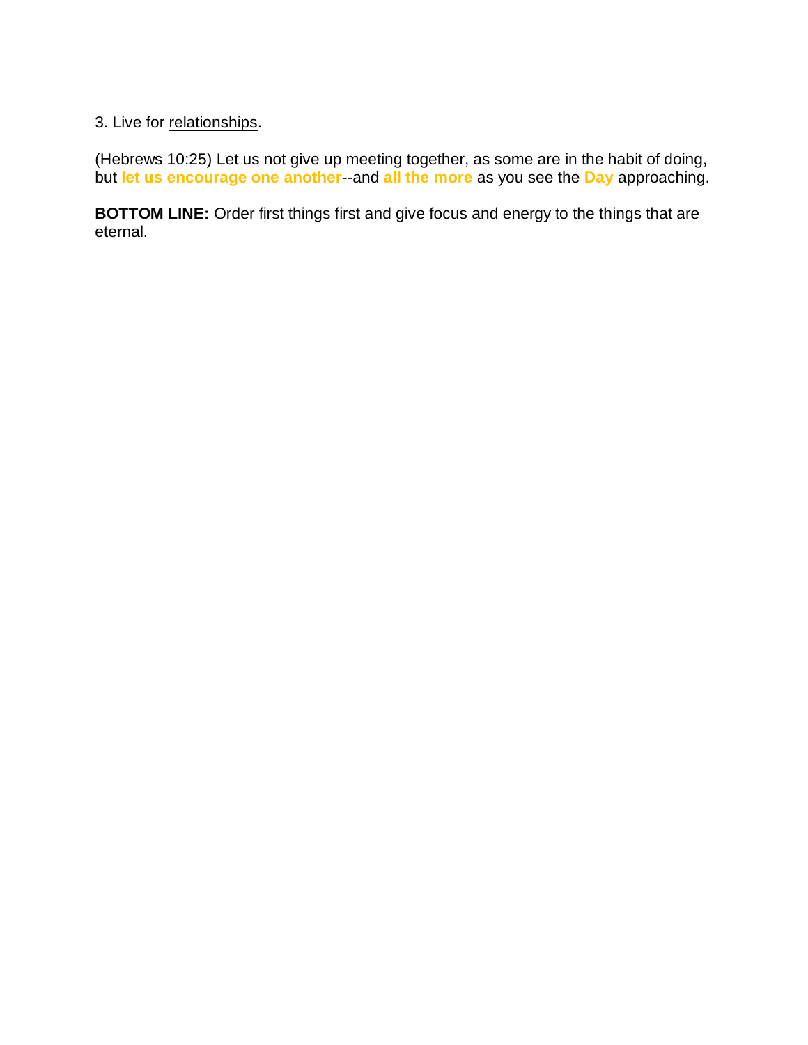3. Live for <u>relationships</u>.

(Hebrews 10:25) Let us not give up meeting together, as some are in the habit of doing, but **let us encourage one another**--and **all the more** as you see the **Day** approaching.

**BOTTOM LINE:** Order first things first and give focus and energy to the things that are eternal.